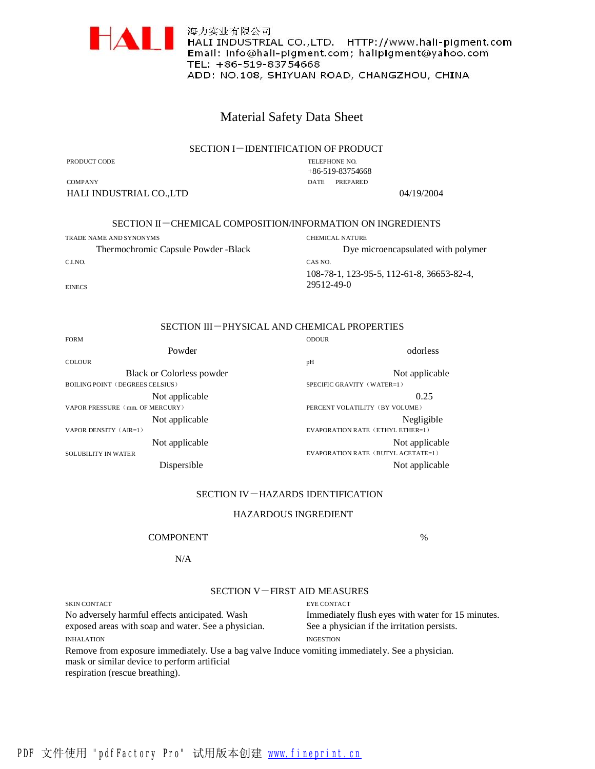HALI

海力实业有限公司
HALI INDUSTRIAL CO.,LTD. HTTP://www.hali-pigment.com
Email: info@hali-pigment.com; halipigment@yahoo.com
TEL: +86-519-83754668
ADD: NO.108, SHIYUAN ROAD, CHANGZHOU, CHINA

# Material Safety Data Sheet

## SECTION I－IDENTIFICATION OF PRODUCT

| | |
|---|---|
| PRODUCT CODE | TELEPHONE NO.<br>+86-519-83754668 |
| COMPANY<br>HALI INDUSTRIAL CO.,LTD | DATE PREPARED<br>04/19/2004 |

## SECTION II－CHEMICAL COMPOSITION/INFORMATION ON INGREDIENTS

| | |
|---|---|
| TRADE NAME AND SYNONYMS<br>Thermochromic Capsule Powder -Black | CHEMICAL NATURE<br>Dye microencapsulated with polymer |
| C.I.NO. | CAS NO.<br>108-78-1, 123-95-5, 112-61-8, 36653-82-4, 29512-49-0 |
| EINECS | |

## SECTION III－PHYSICAL AND CHEMICAL PROPERTIES

| | |
|---|---|
| FORM<br>Powder | ODOUR<br>odorless |
| COLOUR<br>Black or Colorless powder | pH<br>Not applicable |
| BOILING POINT（DEGREES CELSIUS）<br>Not applicable | SPECIFIC GRAVITY（WATER=1）<br>0.25 |
| VAPOR PRESSURE（mm. OF MERCURY）<br>Not applicable | PERCENT VOLATILITY（BY VOLUME）<br>Negligible |
| VAPOR DENSITY（AIR=1）<br>Not applicable | EVAPORATION RATE（ETHYL ETHER=1）<br>Not applicable |
| SOLUBILITY IN WATER<br>Dispersible | EVAPORATION RATE（BUTYL ACETATE=1）<br>Not applicable |

## SECTION IV－HAZARDS IDENTIFICATION

### HAZARDOUS INGREDIENT

| COMPONENT | % |
|---|---|
| N/A | |

## SECTION V－FIRST AID MEASURES

| | |
|---|---|
| SKIN CONTACT<br>No adversely harmful effects anticipated. Wash exposed areas with soap and water. See a physician. | EYE CONTACT<br>Immediately flush eyes with water for 15 minutes. See a physician if the irritation persists. |
| INHALATION<br>Remove from exposure immediately. Use a bag valve mask or similar device to perform artificial respiration (rescue breathing). | INGESTION<br>Induce vomiting immediately. See a physician. |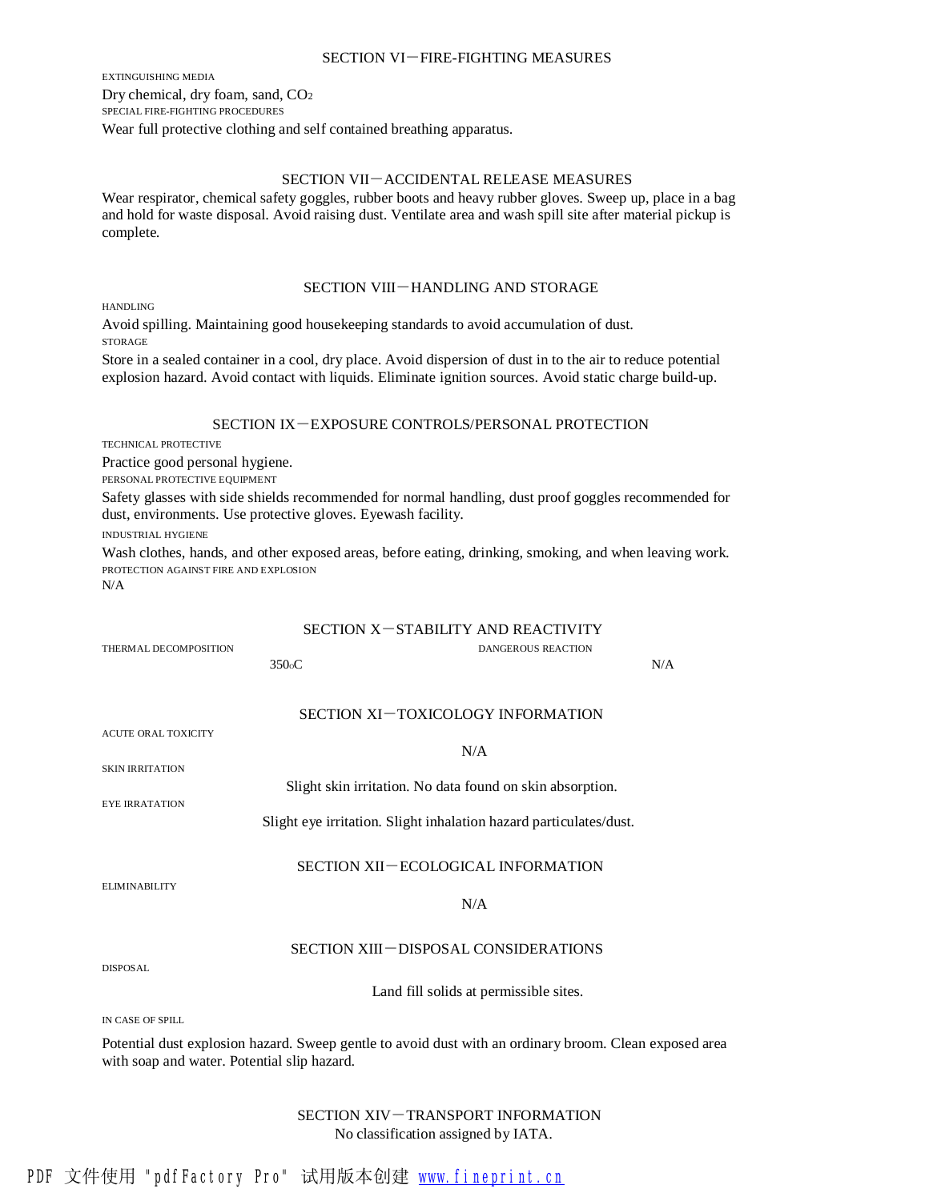## SECTION VI－FIRE-FIGHTING MEASURES

EXTINGUISHING MEDIA

Dry chemical, dry foam, sand, $CO_2$

SPECIAL FIRE-FIGHTING PROCEDURES

Wear full protective clothing and self contained breathing apparatus.

## SECTION VII－ACCIDENTAL RELEASE MEASURES

Wear respirator, chemical safety goggles, rubber boots and heavy rubber gloves. Sweep up, place in a bag and hold for waste disposal. Avoid raising dust. Ventilate area and wash spill site after material pickup is complete.

## SECTION VIII－HANDLING AND STORAGE

HANDLING

Avoid spilling. Maintaining good housekeeping standards to avoid accumulation of dust.

STORAGE

Store in a sealed container in a cool, dry place. Avoid dispersion of dust in to the air to reduce potential explosion hazard. Avoid contact with liquids. Eliminate ignition sources. Avoid static charge build-up.

## SECTION IX－EXPOSURE CONTROLS/PERSONAL PROTECTION

TECHNICAL PROTECTIVE

Practice good personal hygiene.

PERSONAL PROTECTIVE EQUIPMENT

Safety glasses with side shields recommended for normal handling, dust proof goggles recommended for dust, environments. Use protective gloves. Eyewash facility.

INDUSTRIAL HYGIENE

Wash clothes, hands, and other exposed areas, before eating, drinking, smoking, and when leaving work.

PROTECTION AGAINST FIRE AND EXPLOSION

N/A

## SECTION X－STABILITY AND REACTIVITY

THERMAL DECOMPOSITION

350$^{o}$C

DANGEROUS REACTION

N/A

## SECTION XI－TOXICOLOGY INFORMATION

ACUTE ORAL TOXICITY

N/A

SKIN IRRITATION

Slight skin irritation. No data found on skin absorption.

EYE IRRATATION

Slight eye irritation. Slight inhalation hazard particulates/dust.

## SECTION XII－ECOLOGICAL INFORMATION

ELIMINABILITY

N/A

## SECTION XIII－DISPOSAL CONSIDERATIONS

DISPOSAL

Land fill solids at permissible sites.

IN CASE OF SPILL

Potential dust explosion hazard. Sweep gentle to avoid dust with an ordinary broom. Clean exposed area with soap and water. Potential slip hazard.

## SECTION XIV－TRANSPORT INFORMATION

No classification assigned by IATA.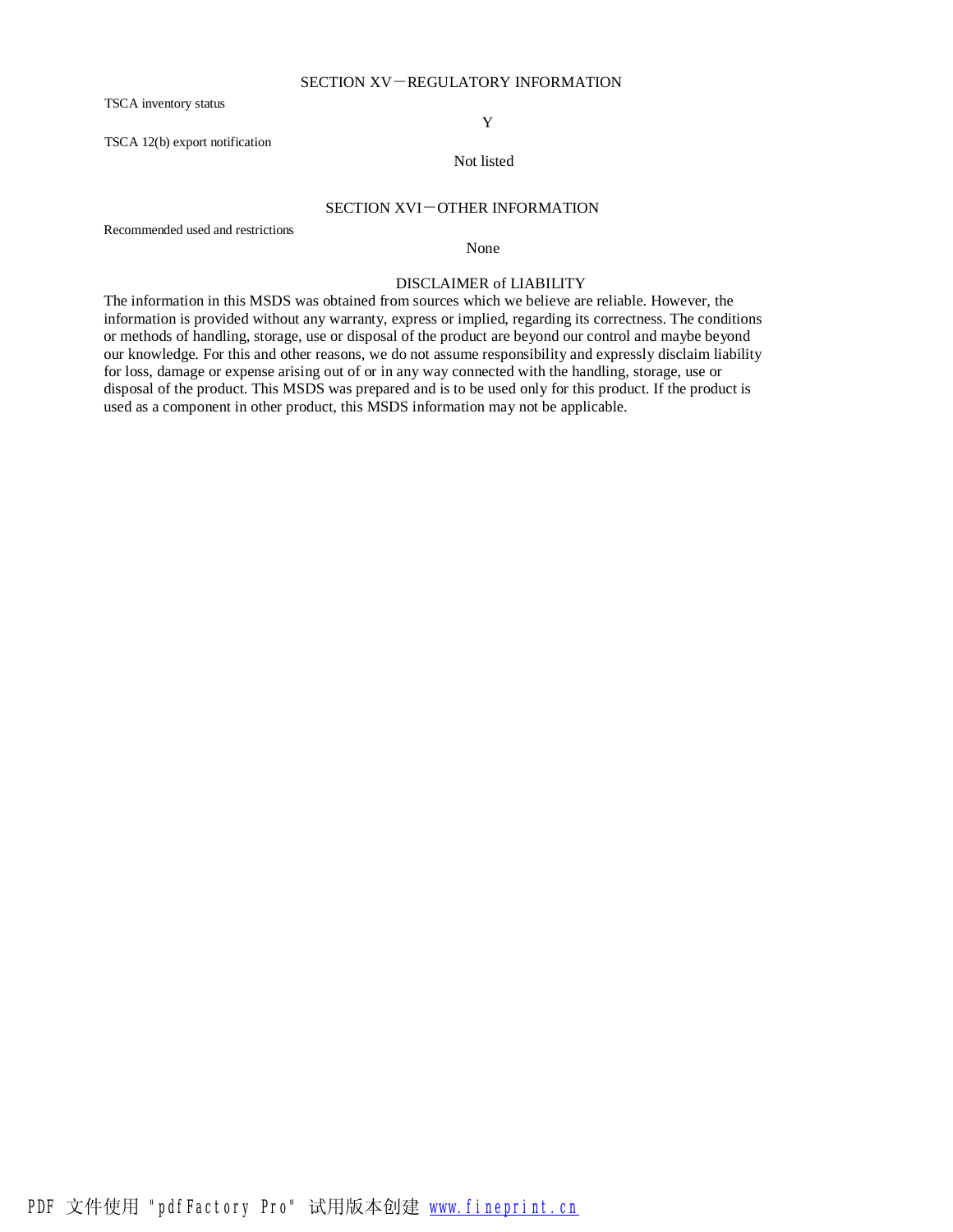## SECTION XV－REGULATORY INFORMATION

TSCA inventory status

Y

TSCA 12(b) export notification

Not listed

## SECTION XVI－OTHER INFORMATION

Recommended used and restrictions

None

### DISCLAIMER of LIABILITY

The information in this MSDS was obtained from sources which we believe are reliable. However, the information is provided without any warranty, express or implied, regarding its correctness. The conditions or methods of handling, storage, use or disposal of the product are beyond our control and maybe beyond our knowledge. For this and other reasons, we do not assume responsibility and expressly disclaim liability for loss, damage or expense arising out of or in any way connected with the handling, storage, use or disposal of the product. This MSDS was prepared and is to be used only for this product. If the product is used as a component in other product, this MSDS information may not be applicable.